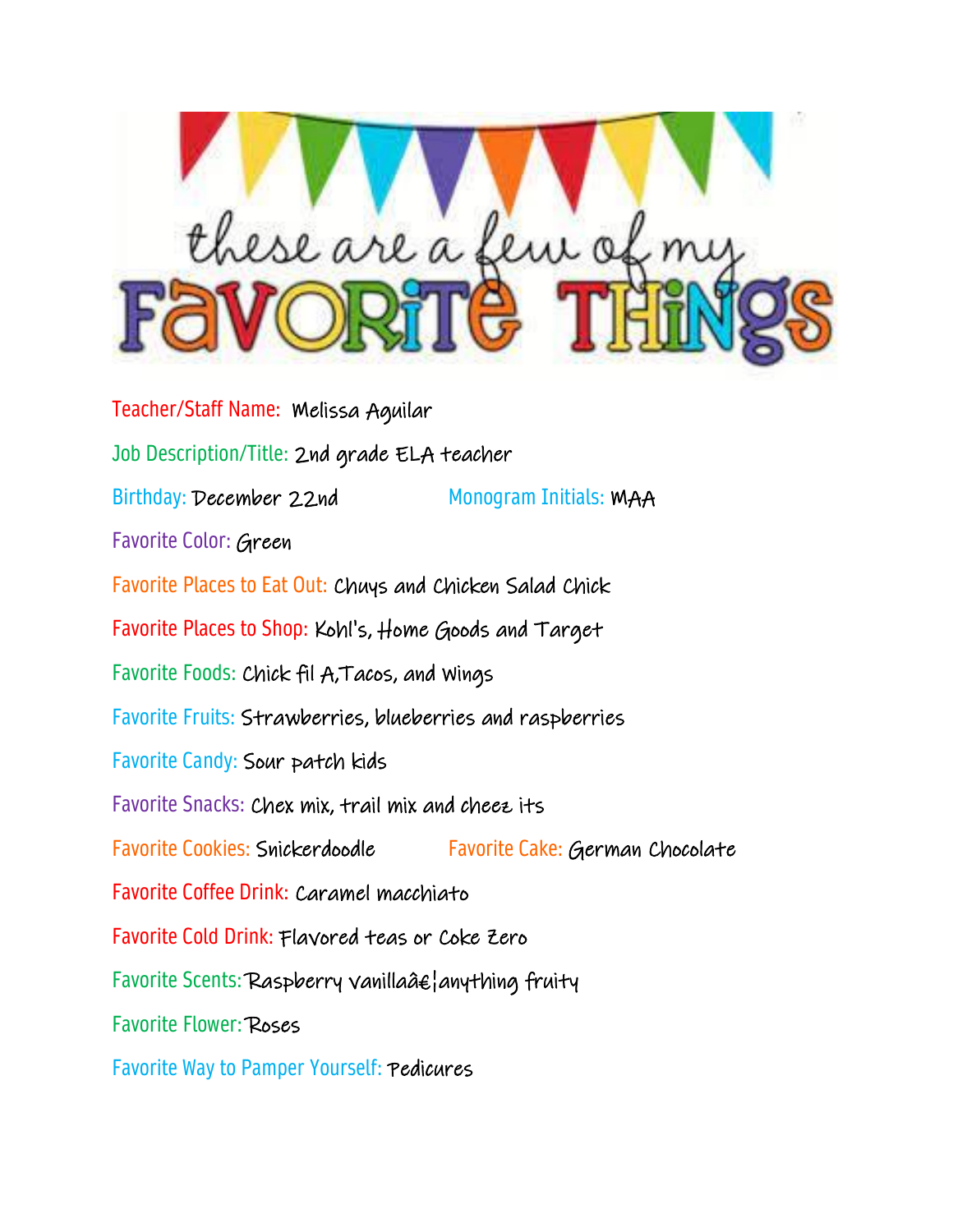# these are a few of my FAVORITE THINGS

Teacher/Staff Name: Melissa Aguilar

Job Description/Title: 2nd grade ELA teacher

Birthday: December 22nd

Monogram Initials: MAA

Favorite Color: Green

Favorite Places to Eat Out: Chuys and Chicken Salad Chick

Favorite Places to Shop: Kohl's, Home Goods and Target

Favorite Foods: Chick fil A,Tacos, and Wings

Favorite Fruits: Strawberries, blueberries and raspberries

Favorite Candy: Sour patch kids

Favorite Snacks: Chex mix, trail mix and cheez its

Favorite Cookies: Snickerdoodle

Favorite Cake: German Chocolate

Favorite Coffee Drink: Caramel macchiato

Favorite Cold Drink: Flavored teas or Coke Zero

Favorite Scents: Raspberry vanillaâ€¦anything fruity

Favorite Flower: Roses

Favorite Way to Pamper Yourself: Pedicures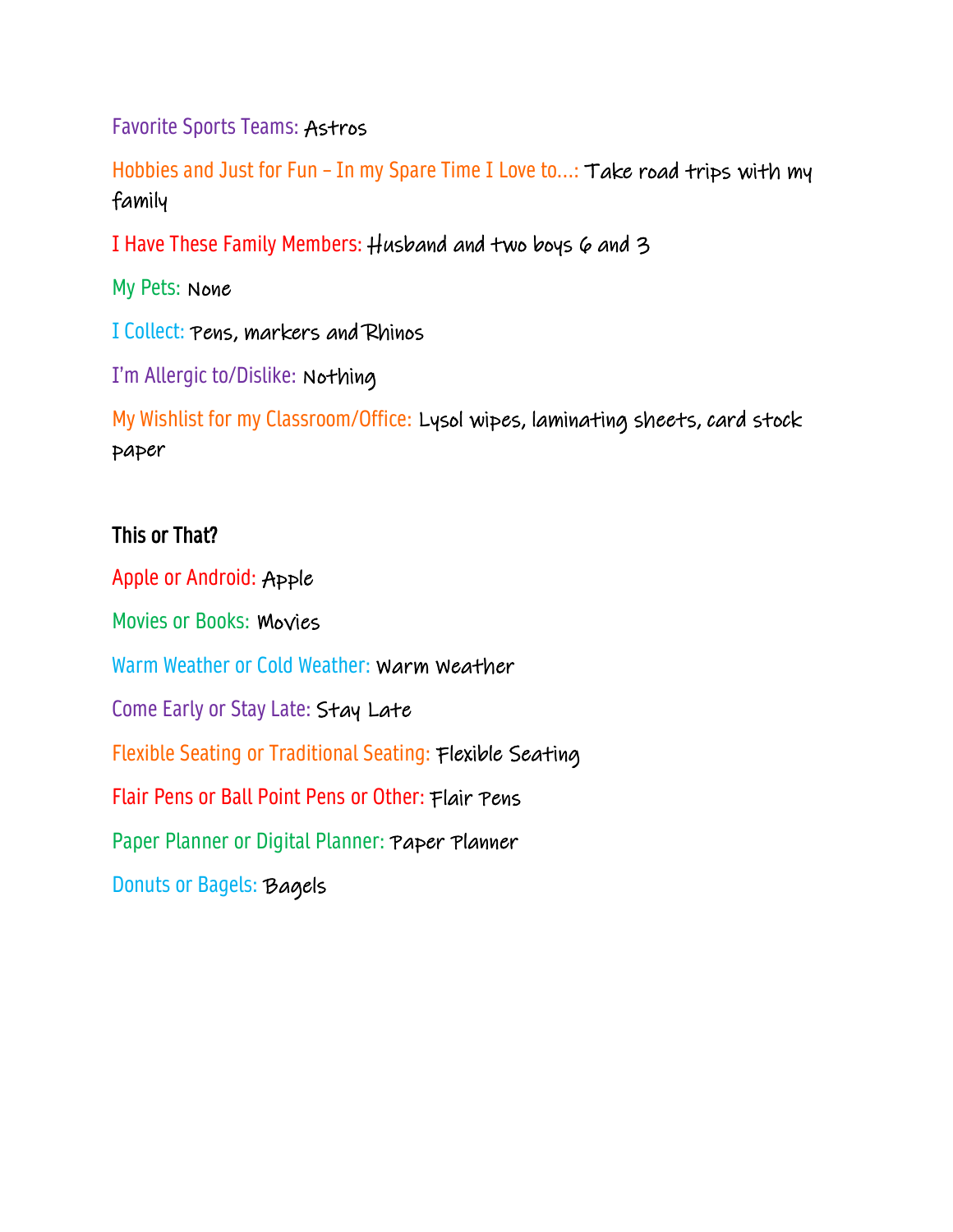Favorite Sports Teams: Astros

Hobbies and Just for Fun – In my Spare Time I Love to…: Take road trips with my family

I Have These Family Members: Husband and two boys 6 and 3

My Pets: None

I Collect: Pens, markers and Rhinos

I'm Allergic to/Dislike: Nothing

My Wishlist for my Classroom/Office: Lysol wipes, laminating sheets, card stock paper

**This or That?**

Apple or Android: Apple

Movies or Books: Movies

Warm Weather or Cold Weather: Warm Weather

Come Early or Stay Late: Stay Late

Flexible Seating or Traditional Seating: Flexible Seating

Flair Pens or Ball Point Pens or Other: Flair Pens

Paper Planner or Digital Planner: Paper Planner

Donuts or Bagels: Bagels